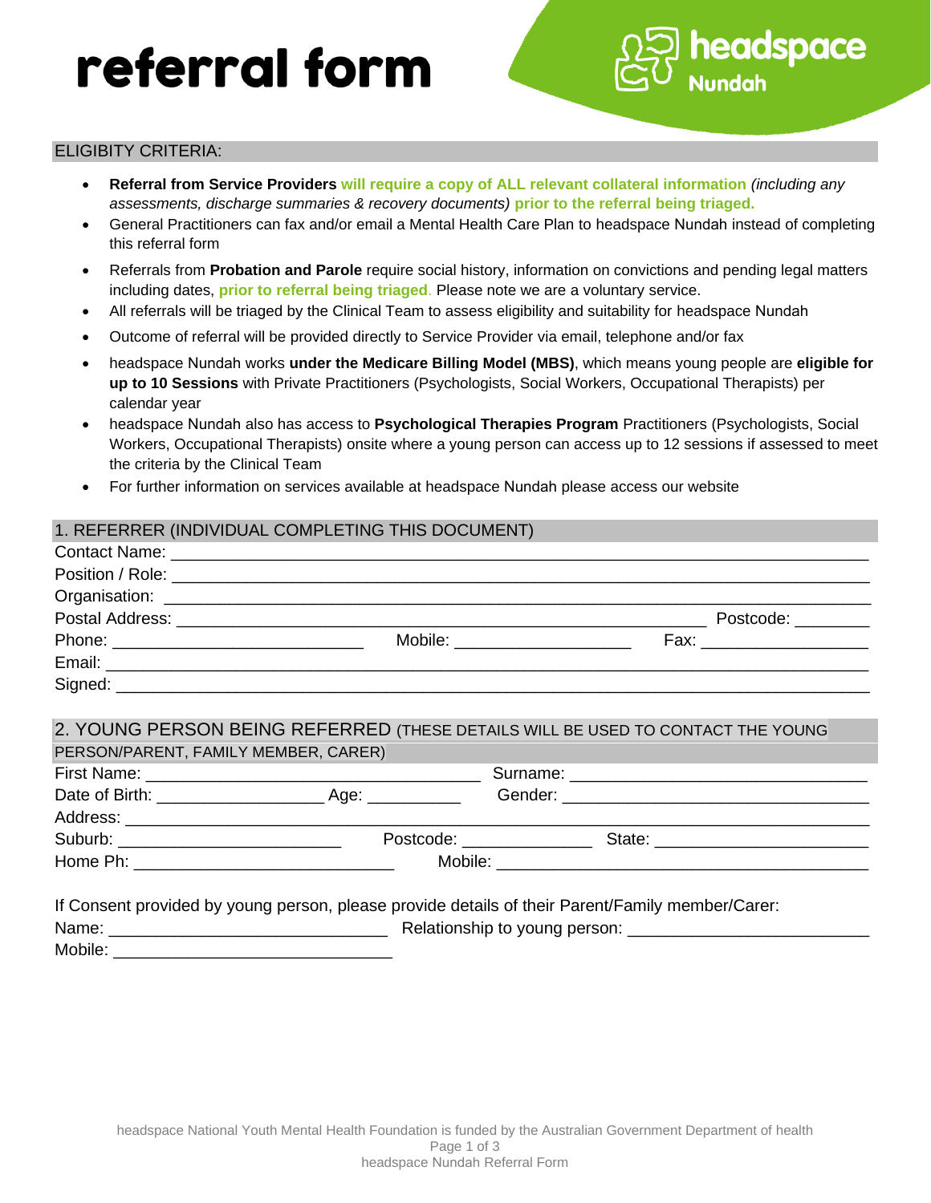# referral form

headspace Nundah

## ELIGIBITY CRITERIA:

- **Referral from Service Providers** **will require a copy of ALL relevant collateral information** *(including any assessments, discharge summaries & recovery documents)* **prior to the referral being triaged.**
- General Practitioners can fax and/or email a Mental Health Care Plan to headspace Nundah instead of completing this referral form
- Referrals from **Probation and Parole** require social history, information on convictions and pending legal matters including dates, **prior to referral being triaged**. Please note we are a voluntary service.
- All referrals will be triaged by the Clinical Team to assess eligibility and suitability for headspace Nundah
- Outcome of referral will be provided directly to Service Provider via email, telephone and/or fax
- headspace Nundah works **under the Medicare Billing Model (MBS)**, which means young people are **eligible for up to 10 Sessions** with Private Practitioners (Psychologists, Social Workers, Occupational Therapists) per calendar year
- headspace Nundah also has access to **Psychological Therapies Program** Practitioners (Psychologists, Social Workers, Occupational Therapists) onsite where a young person can access up to 12 sessions if assessed to meet the criteria by the Clinical Team
- For further information on services available at headspace Nundah please access our website

## 1. REFERRER (INDIVIDUAL COMPLETING THIS DOCUMENT)

Contact Name: ________________________________________________

Position / Role: ________________________________________________

Organisation: ________________________________________________

Postal Address: ______________________________________ Postcode: ________

Phone: __________________________ Mobile: __________________ Fax: __________________

Email: ________________________________________________

Signed: ________________________________________________

## 2. YOUNG PERSON BEING REFERRED (THESE DETAILS WILL BE USED TO CONTACT THE YOUNG PERSON/PARENT, FAMILY MEMBER, CARER)

First Name: ______________________________ Surname: ______________________________

Date of Birth: _________________ Age: __________ Gender: ______________________________

Address: ________________________________________________

Suburb: ______________________ Postcode: ______________ State: ______________________

Home Ph: __________________________ Mobile: ______________________________________

If Consent provided by young person, please provide details of their Parent/Family member/Carer:

Name: ____________________________ Relationship to young person: ________________________

Mobile: ____________________________

headspace National Youth Mental Health Foundation is funded by the Australian Government Department of health

headspace Nundah Referral Form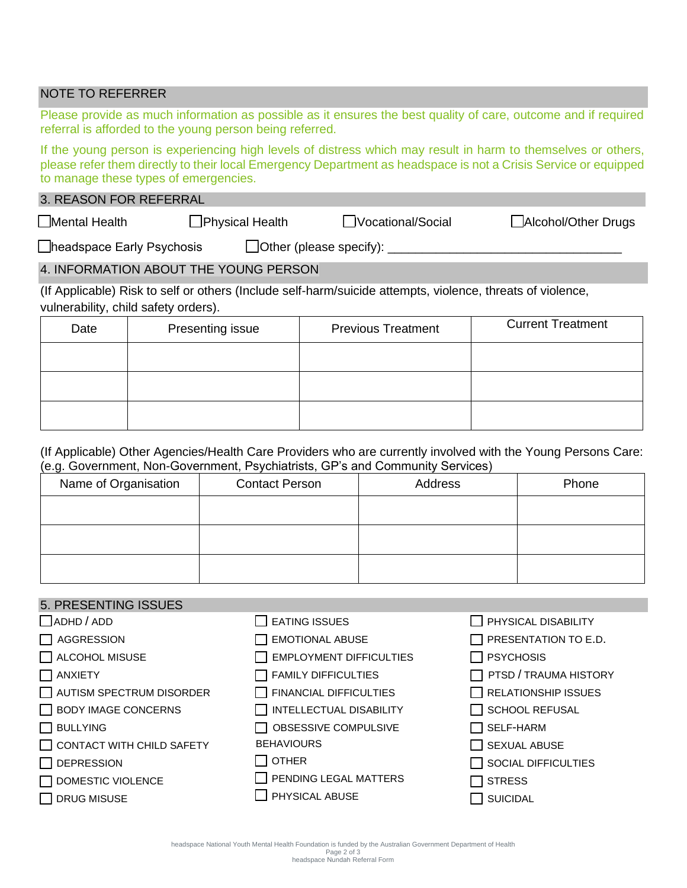## NOTE TO REFERRER

Please provide as much information as possible as it ensures the best quality of care, outcome and if required referral is afforded to the young person being referred.

If the young person is experiencing high levels of distress which may result in harm to themselves or others, please refer them directly to their local Emergency Department as headspace is not a Crisis Service or equipped to manage these types of emergencies.

## 3. REASON FOR REFERRAL

☐ Mental Health ☐ Physical Health ☐ Vocational/Social ☐ Alcohol/Other Drugs

☐ headspace Early Psychosis ☐ Other (please specify): ________________________________

## 4. INFORMATION ABOUT THE YOUNG PERSON

(If Applicable) Risk to self or others (Include self-harm/suicide attempts, violence, threats of violence, vulnerability, child safety orders).

| Date | Presenting issue | Previous Treatment | Current Treatment |
|---|---|---|---|
| | | | |
| | | | |
| | | | |

(If Applicable) Other Agencies/Health Care Providers who are currently involved with the Young Persons Care: (e.g. Government, Non-Government, Psychiatrists, GP's and Community Services)

| Name of Organisation | Contact Person | Address | Phone |
|---|---|---|---|
| | | | |
| | | | |
| | | | |

## 5. PRESENTING ISSUES

☐ ADHD / ADD
☐ AGGRESSION
☐ ALCOHOL MISUSE
☐ ANXIETY
☐ AUTISM SPECTRUM DISORDER
☐ BODY IMAGE CONCERNS
☐ BULLYING
☐ CONTACT WITH CHILD SAFETY
☐ DEPRESSION
☐ DOMESTIC VIOLENCE
☐ DRUG MISUSE
☐ EATING ISSUES
☐ EMOTIONAL ABUSE
☐ EMPLOYMENT DIFFICULTIES
☐ FAMILY DIFFICULTIES
☐ FINANCIAL DIFFICULTIES
☐ INTELLECTUAL DISABILITY
☐ OBSESSIVE COMPULSIVE BEHAVIOURS
☐ OTHER
☐ PENDING LEGAL MATTERS
☐ PHYSICAL ABUSE
☐ PHYSICAL DISABILITY
☐ PRESENTATION TO E.D.
☐ PSYCHOSIS
☐ PTSD / TRAUMA HISTORY
☐ RELATIONSHIP ISSUES
☐ SCHOOL REFUSAL
☐ SELF-HARM
☐ SEXUAL ABUSE
☐ SOCIAL DIFFICULTIES
☐ STRESS
☐ SUICIDAL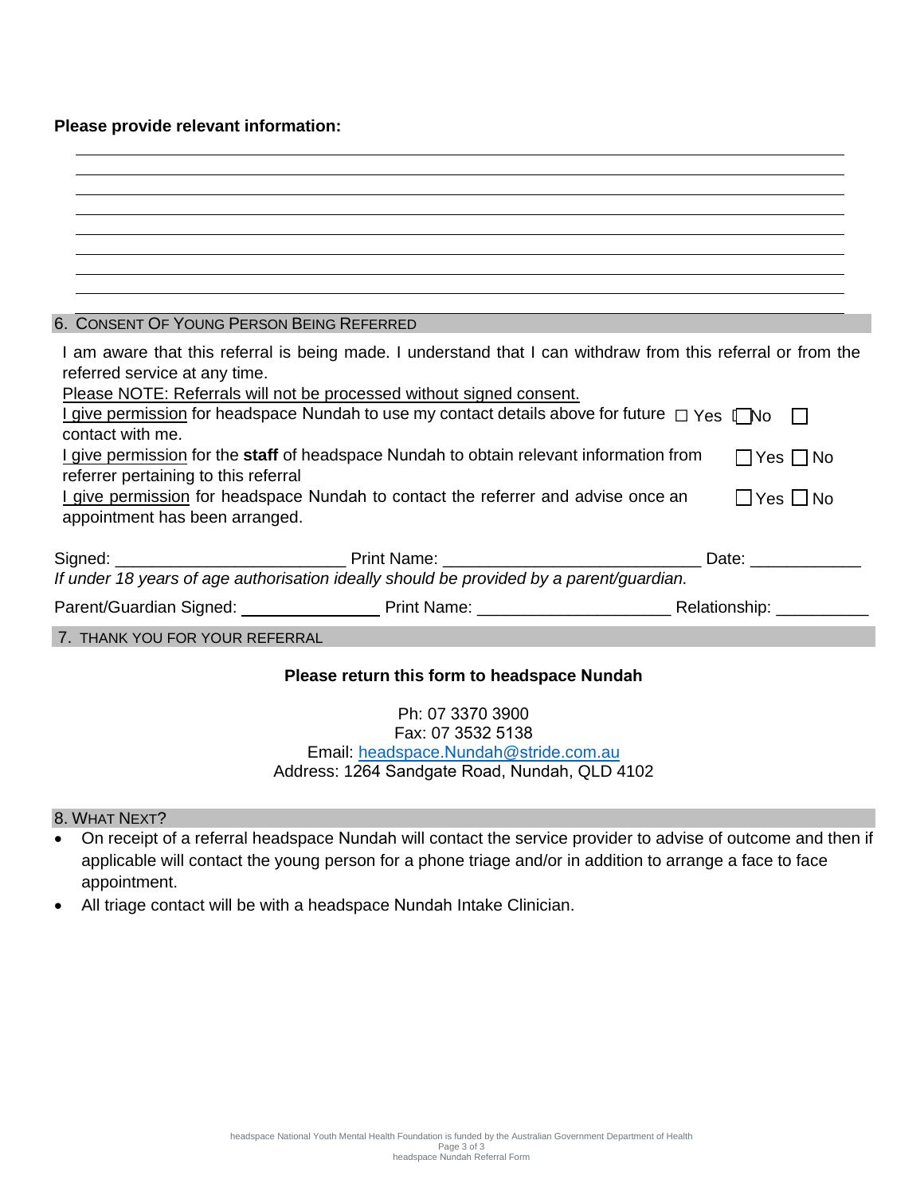**Please provide relevant information:**

\_\_\_\_\_\_\_\_\_\_\_\_\_\_\_\_\_\_\_\_\_\_\_\_\_\_\_\_\_\_\_\_\_\_\_\_\_\_\_\_\_\_\_\_\_\_\_\_\_\_\_\_\_\_\_\_\_\_\_\_\_\_\_\_\_\_\_\_\_\_\_\_\_\_\_\_\_\_

\_\_\_\_\_\_\_\_\_\_\_\_\_\_\_\_\_\_\_\_\_\_\_\_\_\_\_\_\_\_\_\_\_\_\_\_\_\_\_\_\_\_\_\_\_\_\_\_\_\_\_\_\_\_\_\_\_\_\_\_\_\_\_\_\_\_\_\_\_\_\_\_\_\_\_\_\_\_

\_\_\_\_\_\_\_\_\_\_\_\_\_\_\_\_\_\_\_\_\_\_\_\_\_\_\_\_\_\_\_\_\_\_\_\_\_\_\_\_\_\_\_\_\_\_\_\_\_\_\_\_\_\_\_\_\_\_\_\_\_\_\_\_\_\_\_\_\_\_\_\_\_\_\_\_\_\_

\_\_\_\_\_\_\_\_\_\_\_\_\_\_\_\_\_\_\_\_\_\_\_\_\_\_\_\_\_\_\_\_\_\_\_\_\_\_\_\_\_\_\_\_\_\_\_\_\_\_\_\_\_\_\_\_\_\_\_\_\_\_\_\_\_\_\_\_\_\_\_\_\_\_\_\_\_\_

\_\_\_\_\_\_\_\_\_\_\_\_\_\_\_\_\_\_\_\_\_\_\_\_\_\_\_\_\_\_\_\_\_\_\_\_\_\_\_\_\_\_\_\_\_\_\_\_\_\_\_\_\_\_\_\_\_\_\_\_\_\_\_\_\_\_\_\_\_\_\_\_\_\_\_\_\_\_

\_\_\_\_\_\_\_\_\_\_\_\_\_\_\_\_\_\_\_\_\_\_\_\_\_\_\_\_\_\_\_\_\_\_\_\_\_\_\_\_\_\_\_\_\_\_\_\_\_\_\_\_\_\_\_\_\_\_\_\_\_\_\_\_\_\_\_\_\_\_\_\_\_\_\_\_\_\_

\_\_\_\_\_\_\_\_\_\_\_\_\_\_\_\_\_\_\_\_\_\_\_\_\_\_\_\_\_\_\_\_\_\_\_\_\_\_\_\_\_\_\_\_\_\_\_\_\_\_\_\_\_\_\_\_\_\_\_\_\_\_\_\_\_\_\_\_\_\_\_\_\_\_\_\_\_\_

\_\_\_\_\_\_\_\_\_\_\_\_\_\_\_\_\_\_\_\_\_\_\_\_\_\_\_\_\_\_\_\_\_\_\_\_\_\_\_\_\_\_\_\_\_\_\_\_\_\_\_\_\_\_\_\_\_\_\_\_\_\_\_\_\_\_\_\_\_\_\_\_\_\_\_\_\_\_

## 6. Consent Of Young Person Being Referred

I am aware that this referral is being made. I understand that I can withdraw from this referral or from the referred service at any time.

Please NOTE: Referrals will not be processed without signed consent.

I give permission for headspace Nundah to use my contact details above for future contact with me. ☐ Yes ☐ No ☐

I give permission for the **staff** of headspace Nundah to obtain relevant information from referrer pertaining to this referral ☐ Yes ☐ No

I give permission for headspace Nundah to contact the referrer and advise once an appointment has been arranged. ☐ Yes ☐ No

Signed: \_\_\_\_\_\_\_\_\_\_\_\_\_\_\_\_\_\_\_\_\_\_\_\_\_ Print Name: \_\_\_\_\_\_\_\_\_\_\_\_\_\_\_\_\_\_\_\_\_\_\_\_\_\_\_\_ Date: \_\_\_\_\_\_\_\_\_\_\_\_

*If under 18 years of age authorisation ideally should be provided by a parent/guardian.*

Parent/Guardian Signed: \_\_\_\_\_\_\_\_\_\_\_\_\_\_\_ Print Name: \_\_\_\_\_\_\_\_\_\_\_\_\_\_\_\_\_\_\_\_\_ Relationship: \_\_\_\_\_\_\_\_\_\_

## 7. THANK YOU FOR YOUR REFERRAL

**Please return this form to headspace Nundah**

Ph: 07 3370 3900
Fax: 07 3532 5138
Email: headspace.Nundah@stride.com.au
Address: 1264 Sandgate Road, Nundah, QLD 4102

## 8. What Next?

- On receipt of a referral headspace Nundah will contact the service provider to advise of outcome and then if applicable will contact the young person for a phone triage and/or in addition to arrange a face to face appointment.
- All triage contact will be with a headspace Nundah Intake Clinician.

headspace National Youth Mental Health Foundation is funded by the Australian Government Department of Health